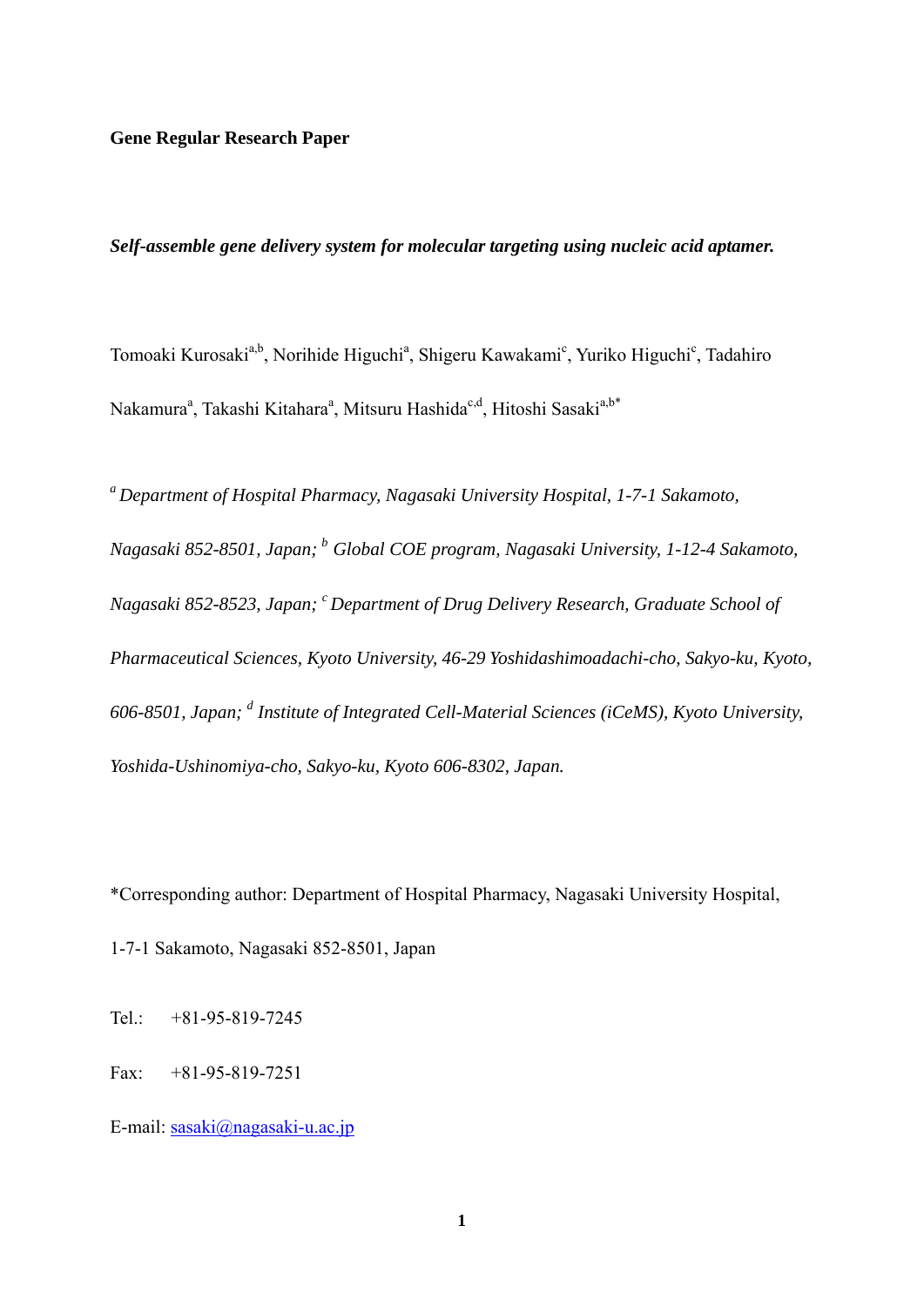**Gene Regular Research Paper**

# *Self-assemble gene delivery system for molecular targeting using nucleic acid aptamer.*

Tomoaki Kurosaki[a,b], Norihide Higuchi[a], Shigeru Kawakami[c], Yuriko Higuchi[c], Tadahiro Nakamura[a], Takashi Kitahara[a], Mitsuru Hashida[c,d], Hitoshi Sasaki[a,b*]

*[a] Department of Hospital Pharmacy, Nagasaki University Hospital, 1-7-1 Sakamoto, Nagasaki 852-8501, Japan; [b] Global COE program, Nagasaki University, 1-12-4 Sakamoto, Nagasaki 852-8523, Japan; [c] Department of Drug Delivery Research, Graduate School of Pharmaceutical Sciences, Kyoto University, 46-29 Yoshidashimoadachi-cho, Sakyo-ku, Kyoto, 606-8501, Japan; [d] Institute of Integrated Cell-Material Sciences (iCeMS), Kyoto University, Yoshida-Ushinomiya-cho, Sakyo-ku, Kyoto 606-8302, Japan.*

*Corresponding author: Department of Hospital Pharmacy, Nagasaki University Hospital, 1-7-1 Sakamoto, Nagasaki 852-8501, Japan

Tel.: +81-95-819-7245

Fax: +81-95-819-7251

E-mail: sasaki@nagasaki-u.ac.jp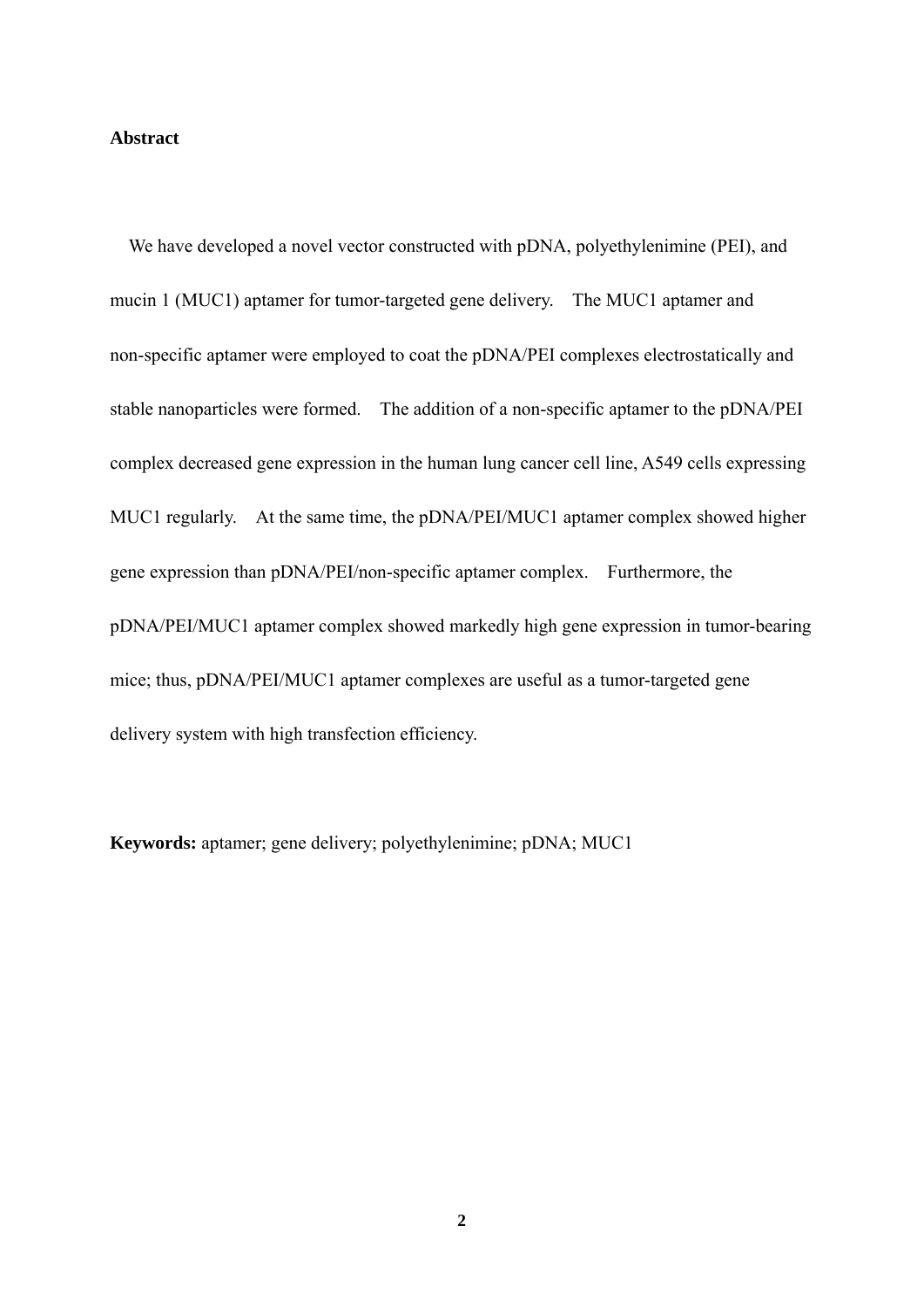## Abstract

We have developed a novel vector constructed with pDNA, polyethylenimine (PEI), and mucin 1 (MUC1) aptamer for tumor-targeted gene delivery. The MUC1 aptamer and non-specific aptamer were employed to coat the pDNA/PEI complexes electrostatically and stable nanoparticles were formed. The addition of a non-specific aptamer to the pDNA/PEI complex decreased gene expression in the human lung cancer cell line, A549 cells expressing MUC1 regularly. At the same time, the pDNA/PEI/MUC1 aptamer complex showed higher gene expression than pDNA/PEI/non-specific aptamer complex. Furthermore, the pDNA/PEI/MUC1 aptamer complex showed markedly high gene expression in tumor-bearing mice; thus, pDNA/PEI/MUC1 aptamer complexes are useful as a tumor-targeted gene delivery system with high transfection efficiency.

**Keywords:** aptamer; gene delivery; polyethylenimine; pDNA; MUC1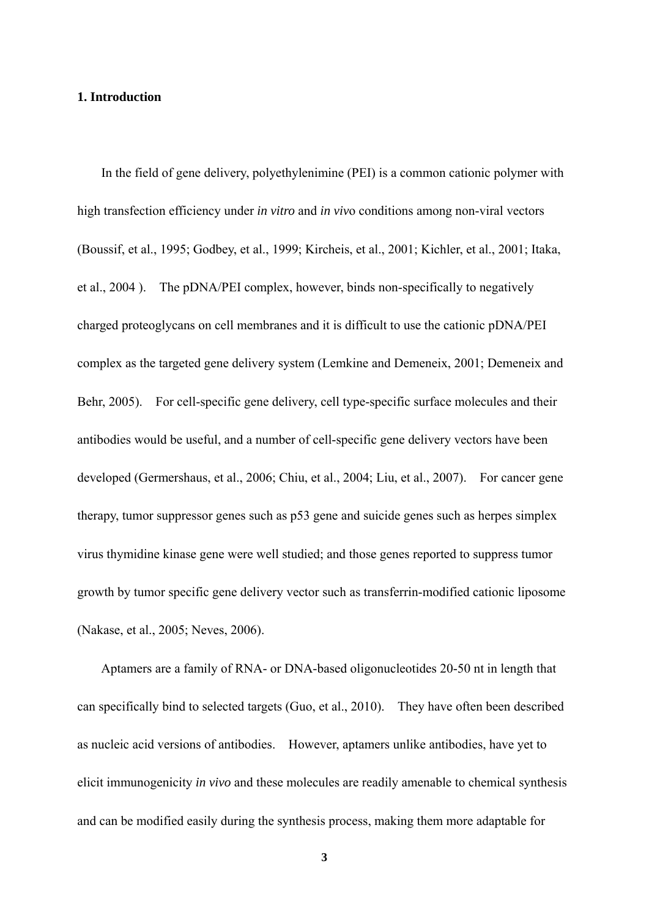## 1. Introduction

In the field of gene delivery, polyethylenimine (PEI) is a common cationic polymer with high transfection efficiency under *in vitro* and *in vivo* conditions among non-viral vectors (Boussif, et al., 1995; Godbey, et al., 1999; Kircheis, et al., 2001; Kichler, et al., 2001; Itaka, et al., 2004 ). The pDNA/PEI complex, however, binds non-specifically to negatively charged proteoglycans on cell membranes and it is difficult to use the cationic pDNA/PEI complex as the targeted gene delivery system (Lemkine and Demeneix, 2001; Demeneix and Behr, 2005). For cell-specific gene delivery, cell type-specific surface molecules and their antibodies would be useful, and a number of cell-specific gene delivery vectors have been developed (Germershaus, et al., 2006; Chiu, et al., 2004; Liu, et al., 2007). For cancer gene therapy, tumor suppressor genes such as p53 gene and suicide genes such as herpes simplex virus thymidine kinase gene were well studied; and those genes reported to suppress tumor growth by tumor specific gene delivery vector such as transferrin-modified cationic liposome (Nakase, et al., 2005; Neves, 2006).

Aptamers are a family of RNA- or DNA-based oligonucleotides 20-50 nt in length that can specifically bind to selected targets (Guo, et al., 2010). They have often been described as nucleic acid versions of antibodies. However, aptamers unlike antibodies, have yet to elicit immunogenicity *in vivo* and these molecules are readily amenable to chemical synthesis and can be modified easily during the synthesis process, making them more adaptable for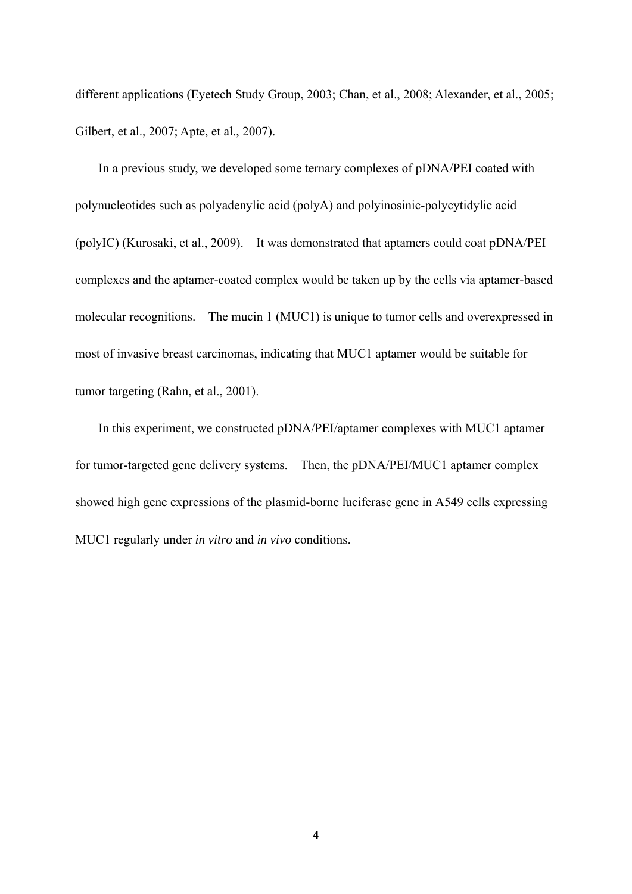different applications (Eyetech Study Group, 2003; Chan, et al., 2008; Alexander, et al., 2005; Gilbert, et al., 2007; Apte, et al., 2007).

In a previous study, we developed some ternary complexes of pDNA/PEI coated with polynucleotides such as polyadenylic acid (polyA) and polyinosinic-polycytidylic acid (polyIC) (Kurosaki, et al., 2009). It was demonstrated that aptamers could coat pDNA/PEI complexes and the aptamer-coated complex would be taken up by the cells via aptamer-based molecular recognitions. The mucin 1 (MUC1) is unique to tumor cells and overexpressed in most of invasive breast carcinomas, indicating that MUC1 aptamer would be suitable for tumor targeting (Rahn, et al., 2001).

In this experiment, we constructed pDNA/PEI/aptamer complexes with MUC1 aptamer for tumor-targeted gene delivery systems. Then, the pDNA/PEI/MUC1 aptamer complex showed high gene expressions of the plasmid-borne luciferase gene in A549 cells expressing MUC1 regularly under *in vitro* and *in vivo* conditions.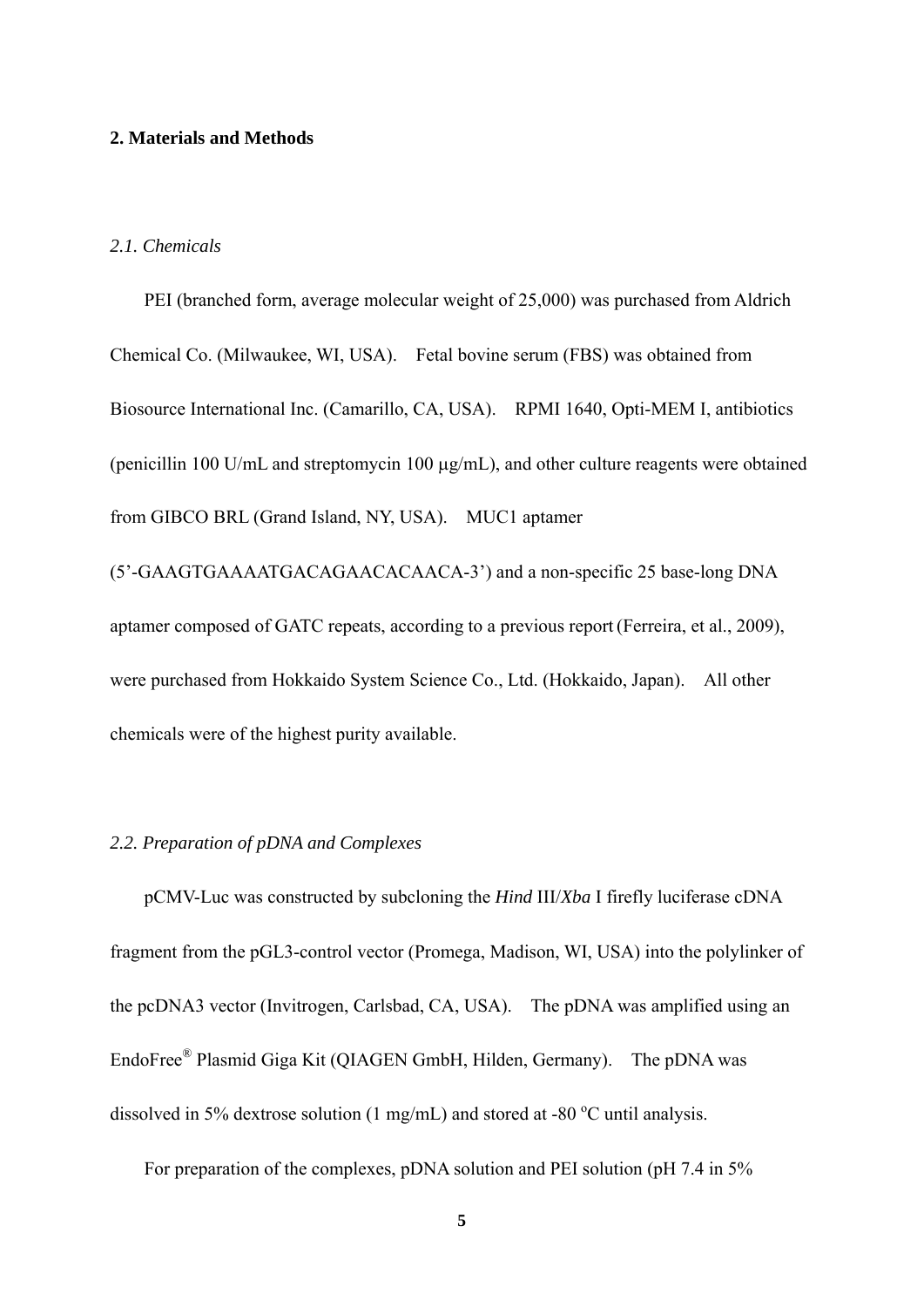## 2. Materials and Methods

### *2.1. Chemicals*

PEI (branched form, average molecular weight of 25,000) was purchased from Aldrich Chemical Co. (Milwaukee, WI, USA). Fetal bovine serum (FBS) was obtained from Biosource International Inc. (Camarillo, CA, USA). RPMI 1640, Opti-MEM I, antibiotics (penicillin 100 U/mL and streptomycin 100 μg/mL), and other culture reagents were obtained from GIBCO BRL (Grand Island, NY, USA). MUC1 aptamer (5'-GAAGTGAAAATGACAGAACACAACA-3') and a non-specific 25 base-long DNA aptamer composed of GATC repeats, according to a previous report (Ferreira, et al., 2009), were purchased from Hokkaido System Science Co., Ltd. (Hokkaido, Japan). All other chemicals were of the highest purity available.

### *2.2. Preparation of pDNA and Complexes*

pCMV-Luc was constructed by subcloning the *Hind* III/*Xba* I firefly luciferase cDNA fragment from the pGL3-control vector (Promega, Madison, WI, USA) into the polylinker of the pcDNA3 vector (Invitrogen, Carlsbad, CA, USA). The pDNA was amplified using an EndoFree® Plasmid Giga Kit (QIAGEN GmbH, Hilden, Germany). The pDNA was dissolved in 5% dextrose solution (1 mg/mL) and stored at -80 °C until analysis.

For preparation of the complexes, pDNA solution and PEI solution (pH 7.4 in 5%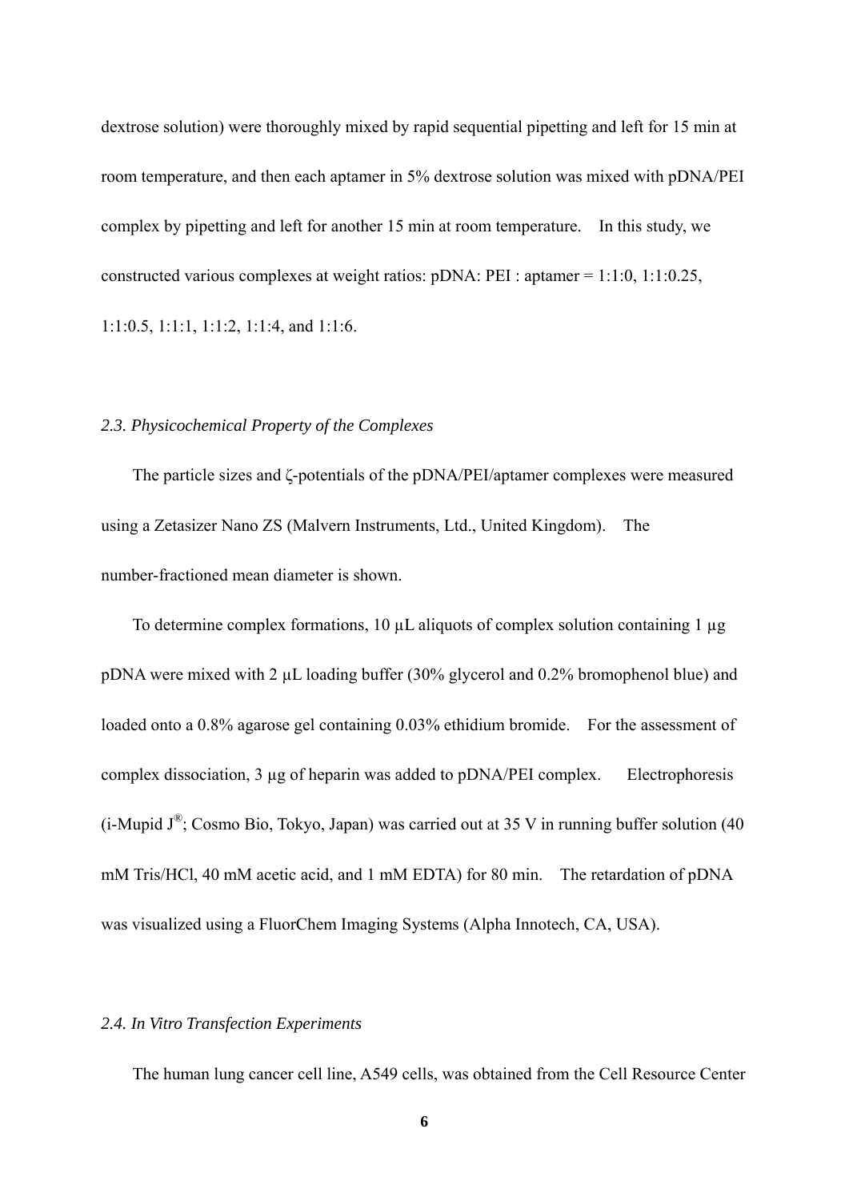dextrose solution) were thoroughly mixed by rapid sequential pipetting and left for 15 min at room temperature, and then each aptamer in 5% dextrose solution was mixed with pDNA/PEI complex by pipetting and left for another 15 min at room temperature. In this study, we constructed various complexes at weight ratios: pDNA: PEI : aptamer = 1:1:0, 1:1:0.25, 1:1:0.5, 1:1:1, 1:1:2, 1:1:4, and 1:1:6.

### *2.3. Physicochemical Property of the Complexes*

The particle sizes and ζ-potentials of the pDNA/PEI/aptamer complexes were measured using a Zetasizer Nano ZS (Malvern Instruments, Ltd., United Kingdom). The number-fractioned mean diameter is shown.

To determine complex formations, 10 μL aliquots of complex solution containing 1 μg pDNA were mixed with 2 μL loading buffer (30% glycerol and 0.2% bromophenol blue) and loaded onto a 0.8% agarose gel containing 0.03% ethidium bromide. For the assessment of complex dissociation, 3 μg of heparin was added to pDNA/PEI complex. Electrophoresis (i-Mupid J®; Cosmo Bio, Tokyo, Japan) was carried out at 35 V in running buffer solution (40 mM Tris/HCl, 40 mM acetic acid, and 1 mM EDTA) for 80 min. The retardation of pDNA was visualized using a FluorChem Imaging Systems (Alpha Innotech, CA, USA).

### *2.4. In Vitro Transfection Experiments*

The human lung cancer cell line, A549 cells, was obtained from the Cell Resource Center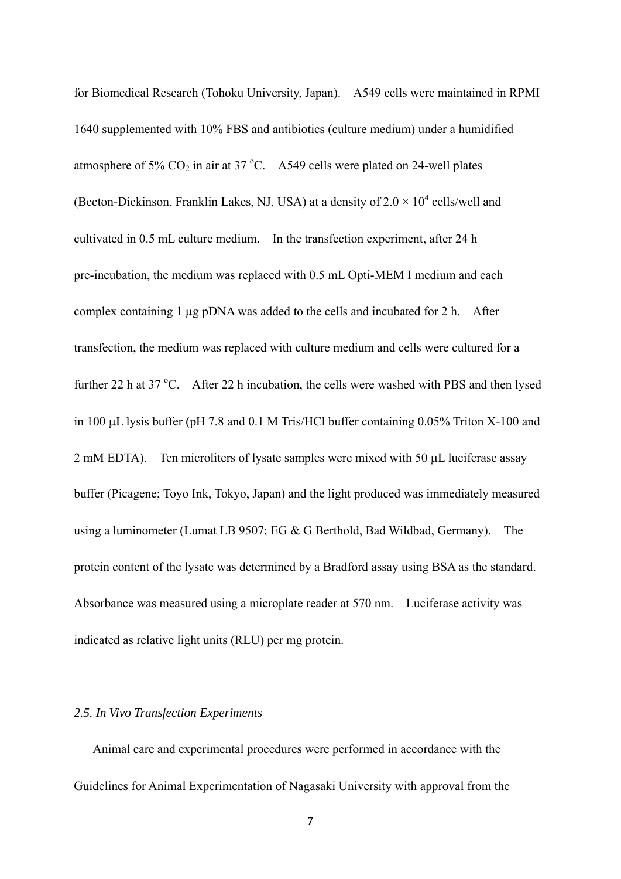for Biomedical Research (Tohoku University, Japan). A549 cells were maintained in RPMI 1640 supplemented with 10% FBS and antibiotics (culture medium) under a humidified atmosphere of 5% $CO_2$ in air at 37 °C. A549 cells were plated on 24-well plates (Becton-Dickinson, Franklin Lakes, NJ, USA) at a density of $2.0 \times 10^4$ cells/well and cultivated in 0.5 mL culture medium. In the transfection experiment, after 24 h pre-incubation, the medium was replaced with 0.5 mL Opti-MEM I medium and each complex containing 1 μg pDNA was added to the cells and incubated for 2 h. After transfection, the medium was replaced with culture medium and cells were cultured for a further 22 h at 37 °C. After 22 h incubation, the cells were washed with PBS and then lysed in 100 μL lysis buffer (pH 7.8 and 0.1 M Tris/HCl buffer containing 0.05% Triton X-100 and 2 mM EDTA). Ten microliters of lysate samples were mixed with 50 μL luciferase assay buffer (Picagene; Toyo Ink, Tokyo, Japan) and the light produced was immediately measured using a luminometer (Lumat LB 9507; EG & G Berthold, Bad Wildbad, Germany). The protein content of the lysate was determined by a Bradford assay using BSA as the standard. Absorbance was measured using a microplate reader at 570 nm. Luciferase activity was indicated as relative light units (RLU) per mg protein.

### *2.5. In Vivo Transfection Experiments*

Animal care and experimental procedures were performed in accordance with the Guidelines for Animal Experimentation of Nagasaki University with approval from the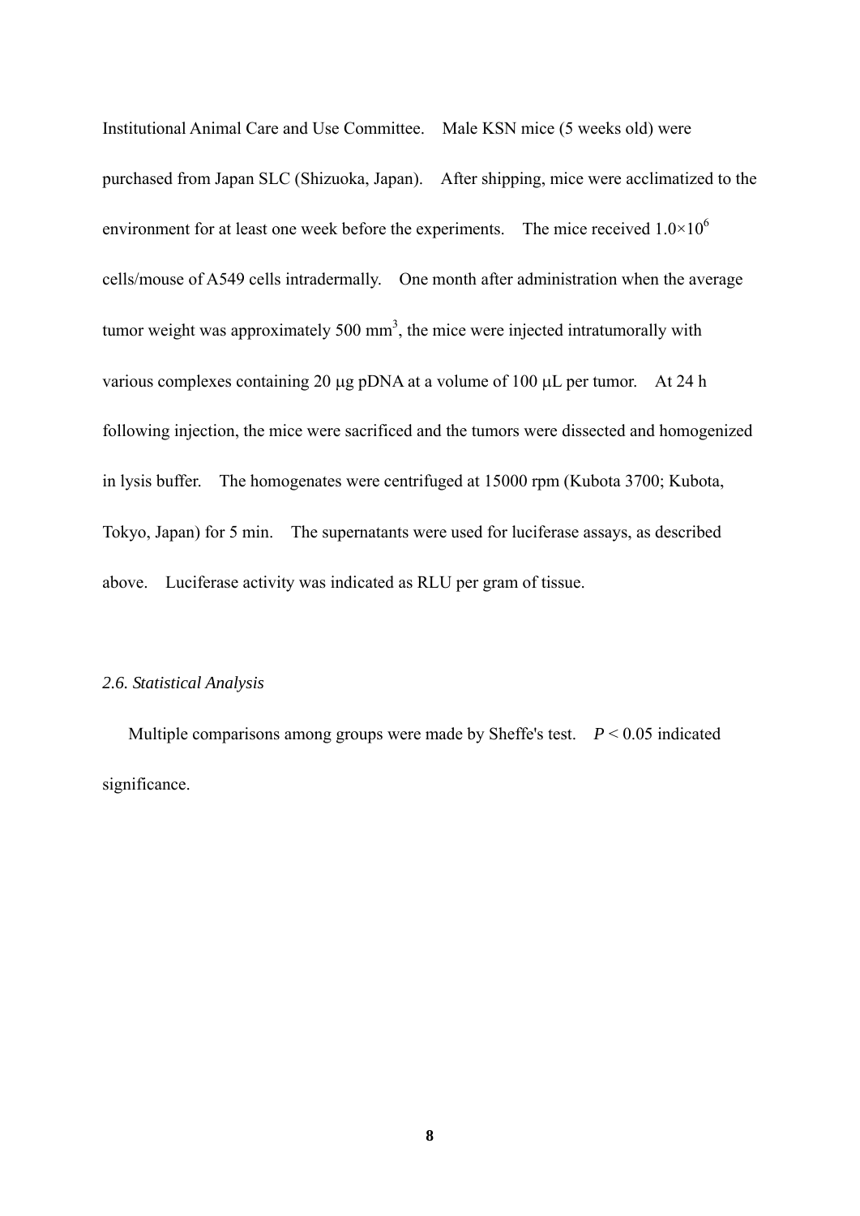Institutional Animal Care and Use Committee. Male KSN mice (5 weeks old) were purchased from Japan SLC (Shizuoka, Japan). After shipping, mice were acclimatized to the environment for at least one week before the experiments. The mice received $1.0 \times 10^6$ cells/mouse of A549 cells intradermally. One month after administration when the average tumor weight was approximately 500 $mm^3$, the mice were injected intratumorally with various complexes containing 20 μg pDNA at a volume of 100 μL per tumor. At 24 h following injection, the mice were sacrificed and the tumors were dissected and homogenized in lysis buffer. The homogenates were centrifuged at 15000 rpm (Kubota 3700; Kubota, Tokyo, Japan) for 5 min. The supernatants were used for luciferase assays, as described above. Luciferase activity was indicated as RLU per gram of tissue.

### *2.6. Statistical Analysis*

Multiple comparisons among groups were made by Sheffe's test. $P < 0.05$ indicated significance.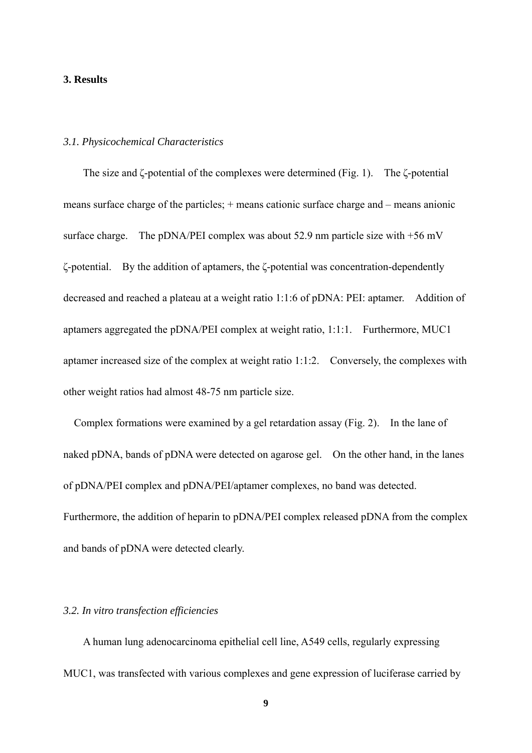## 3. Results

### *3.1. Physicochemical Characteristics*

The size and ζ-potential of the complexes were determined (Fig. 1). The ζ-potential means surface charge of the particles; + means cationic surface charge and – means anionic surface charge. The pDNA/PEI complex was about 52.9 nm particle size with +56 mV ζ-potential. By the addition of aptamers, the ζ-potential was concentration-dependently decreased and reached a plateau at a weight ratio 1:1:6 of pDNA: PEI: aptamer. Addition of aptamers aggregated the pDNA/PEI complex at weight ratio, 1:1:1. Furthermore, MUC1 aptamer increased size of the complex at weight ratio 1:1:2. Conversely, the complexes with other weight ratios had almost 48-75 nm particle size.

Complex formations were examined by a gel retardation assay (Fig. 2). In the lane of naked pDNA, bands of pDNA were detected on agarose gel. On the other hand, in the lanes of pDNA/PEI complex and pDNA/PEI/aptamer complexes, no band was detected. Furthermore, the addition of heparin to pDNA/PEI complex released pDNA from the complex and bands of pDNA were detected clearly.

### *3.2. In vitro transfection efficiencies*

A human lung adenocarcinoma epithelial cell line, A549 cells, regularly expressing MUC1, was transfected with various complexes and gene expression of luciferase carried by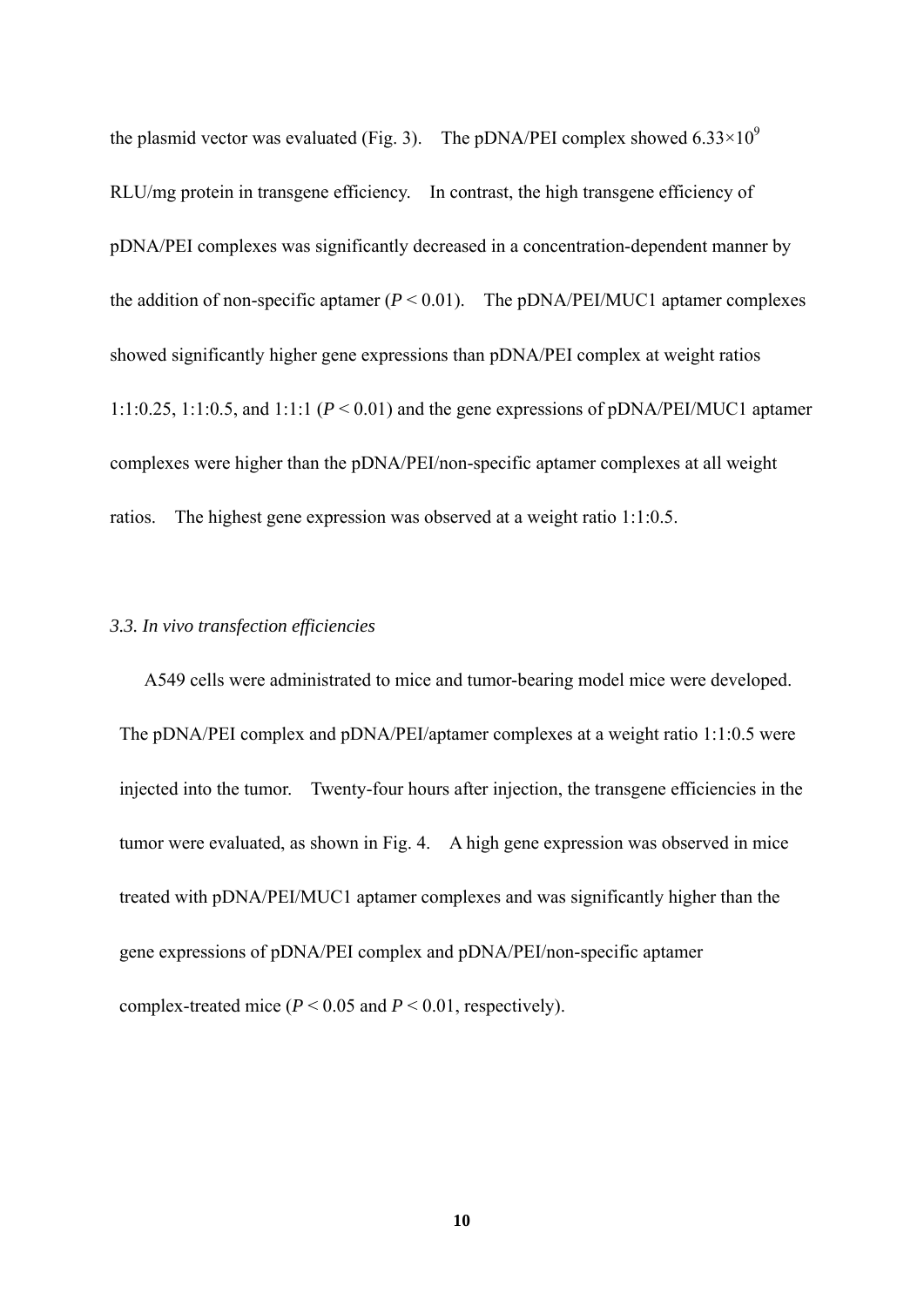the plasmid vector was evaluated (Fig. 3). The pDNA/PEI complex showed $6.33 \times 10^9$ RLU/mg protein in transgene efficiency. In contrast, the high transgene efficiency of pDNA/PEI complexes was significantly decreased in a concentration-dependent manner by the addition of non-specific aptamer ($P < 0.01$). The pDNA/PEI/MUC1 aptamer complexes showed significantly higher gene expressions than pDNA/PEI complex at weight ratios 1:1:0.25, 1:1:0.5, and 1:1:1 ($P < 0.01$) and the gene expressions of pDNA/PEI/MUC1 aptamer complexes were higher than the pDNA/PEI/non-specific aptamer complexes at all weight ratios. The highest gene expression was observed at a weight ratio 1:1:0.5.

### *3.3. In vivo transfection efficiencies*

A549 cells were administrated to mice and tumor-bearing model mice were developed. The pDNA/PEI complex and pDNA/PEI/aptamer complexes at a weight ratio 1:1:0.5 were injected into the tumor. Twenty-four hours after injection, the transgene efficiencies in the tumor were evaluated, as shown in Fig. 4. A high gene expression was observed in mice treated with pDNA/PEI/MUC1 aptamer complexes and was significantly higher than the gene expressions of pDNA/PEI complex and pDNA/PEI/non-specific aptamer complex-treated mice ($P < 0.05$ and $P < 0.01$, respectively).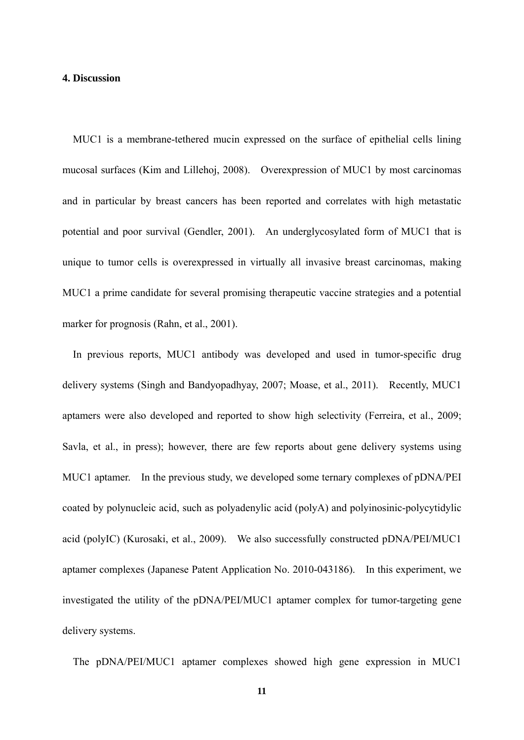## 4. Discussion

MUC1 is a membrane-tethered mucin expressed on the surface of epithelial cells lining mucosal surfaces (Kim and Lillehoj, 2008). Overexpression of MUC1 by most carcinomas and in particular by breast cancers has been reported and correlates with high metastatic potential and poor survival (Gendler, 2001). An underglycosylated form of MUC1 that is unique to tumor cells is overexpressed in virtually all invasive breast carcinomas, making MUC1 a prime candidate for several promising therapeutic vaccine strategies and a potential marker for prognosis (Rahn, et al., 2001).

In previous reports, MUC1 antibody was developed and used in tumor-specific drug delivery systems (Singh and Bandyopadhyay, 2007; Moase, et al., 2011). Recently, MUC1 aptamers were also developed and reported to show high selectivity (Ferreira, et al., 2009; Savla, et al., in press); however, there are few reports about gene delivery systems using MUC1 aptamer. In the previous study, we developed some ternary complexes of pDNA/PEI coated by polynucleic acid, such as polyadenylic acid (polyA) and polyinosinic-polycytidylic acid (polyIC) (Kurosaki, et al., 2009). We also successfully constructed pDNA/PEI/MUC1 aptamer complexes (Japanese Patent Application No. 2010-043186). In this experiment, we investigated the utility of the pDNA/PEI/MUC1 aptamer complex for tumor-targeting gene delivery systems.

The pDNA/PEI/MUC1 aptamer complexes showed high gene expression in MUC1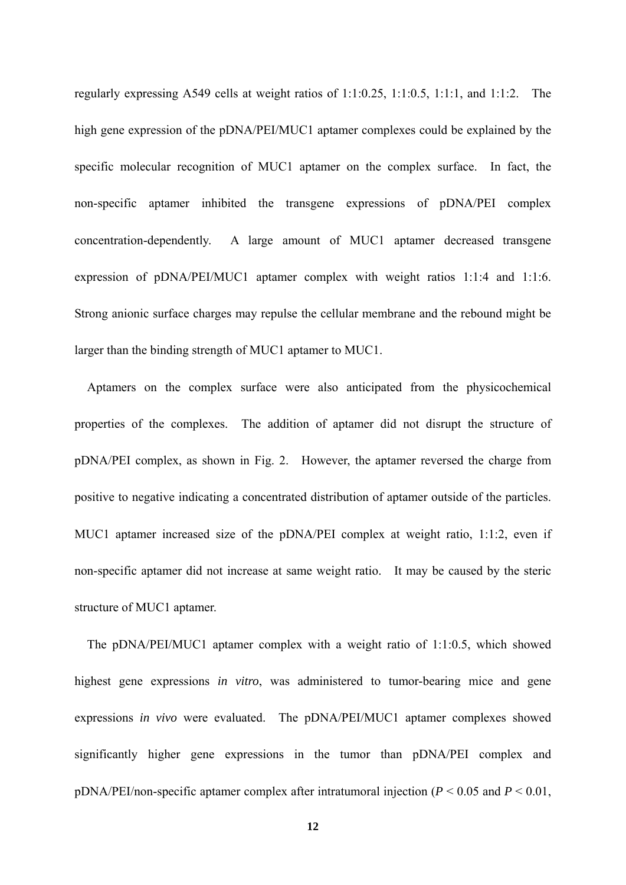regularly expressing A549 cells at weight ratios of 1:1:0.25, 1:1:0.5, 1:1:1, and 1:1:2. The high gene expression of the pDNA/PEI/MUC1 aptamer complexes could be explained by the specific molecular recognition of MUC1 aptamer on the complex surface. In fact, the non-specific aptamer inhibited the transgene expressions of pDNA/PEI complex concentration-dependently. A large amount of MUC1 aptamer decreased transgene expression of pDNA/PEI/MUC1 aptamer complex with weight ratios 1:1:4 and 1:1:6. Strong anionic surface charges may repulse the cellular membrane and the rebound might be larger than the binding strength of MUC1 aptamer to MUC1.

Aptamers on the complex surface were also anticipated from the physicochemical properties of the complexes. The addition of aptamer did not disrupt the structure of pDNA/PEI complex, as shown in Fig. 2. However, the aptamer reversed the charge from positive to negative indicating a concentrated distribution of aptamer outside of the particles. MUC1 aptamer increased size of the pDNA/PEI complex at weight ratio, 1:1:2, even if non-specific aptamer did not increase at same weight ratio. It may be caused by the steric structure of MUC1 aptamer.

The pDNA/PEI/MUC1 aptamer complex with a weight ratio of 1:1:0.5, which showed highest gene expressions *in vitro*, was administered to tumor-bearing mice and gene expressions *in vivo* were evaluated. The pDNA/PEI/MUC1 aptamer complexes showed significantly higher gene expressions in the tumor than pDNA/PEI complex and pDNA/PEI/non-specific aptamer complex after intratumoral injection ($P < 0.05$ and $P < 0.01$,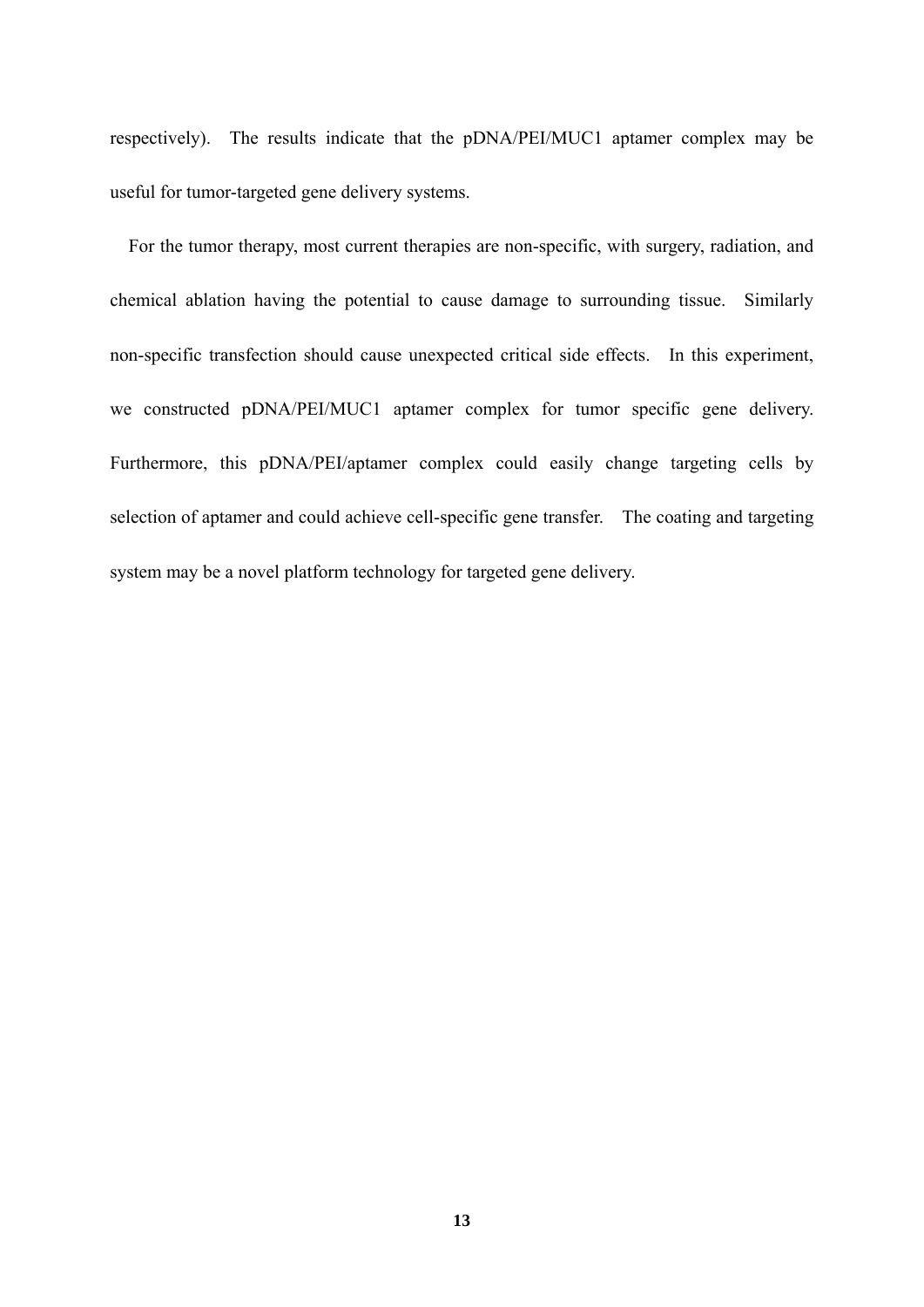respectively). The results indicate that the pDNA/PEI/MUC1 aptamer complex may be useful for tumor-targeted gene delivery systems.

For the tumor therapy, most current therapies are non-specific, with surgery, radiation, and chemical ablation having the potential to cause damage to surrounding tissue. Similarly non-specific transfection should cause unexpected critical side effects. In this experiment, we constructed pDNA/PEI/MUC1 aptamer complex for tumor specific gene delivery. Furthermore, this pDNA/PEI/aptamer complex could easily change targeting cells by selection of aptamer and could achieve cell-specific gene transfer. The coating and targeting system may be a novel platform technology for targeted gene delivery.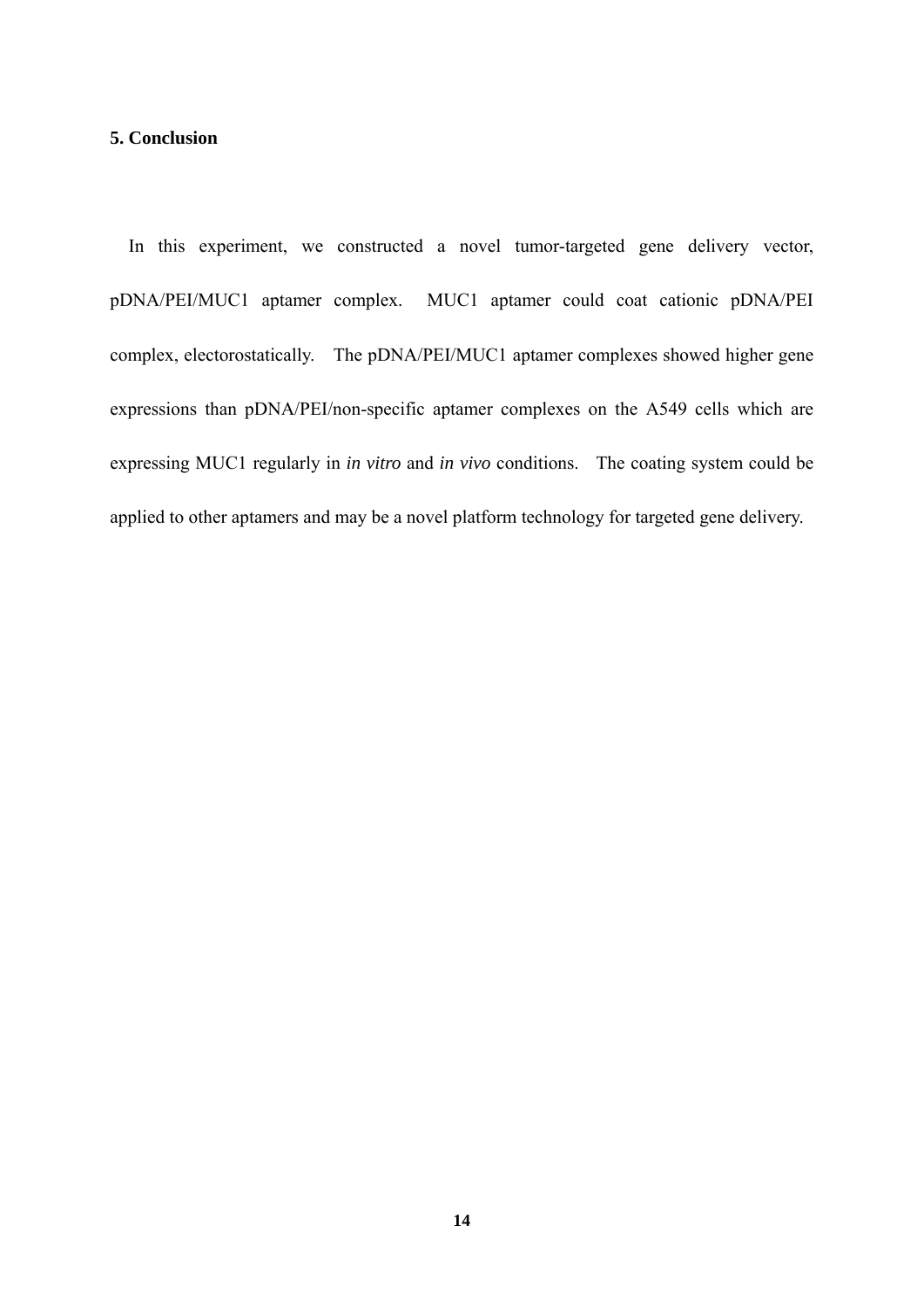## 5. Conclusion

In this experiment, we constructed a novel tumor-targeted gene delivery vector, pDNA/PEI/MUC1 aptamer complex. MUC1 aptamer could coat cationic pDNA/PEI complex, electorostatically. The pDNA/PEI/MUC1 aptamer complexes showed higher gene expressions than pDNA/PEI/non-specific aptamer complexes on the A549 cells which are expressing MUC1 regularly in *in vitro* and *in vivo* conditions. The coating system could be applied to other aptamers and may be a novel platform technology for targeted gene delivery.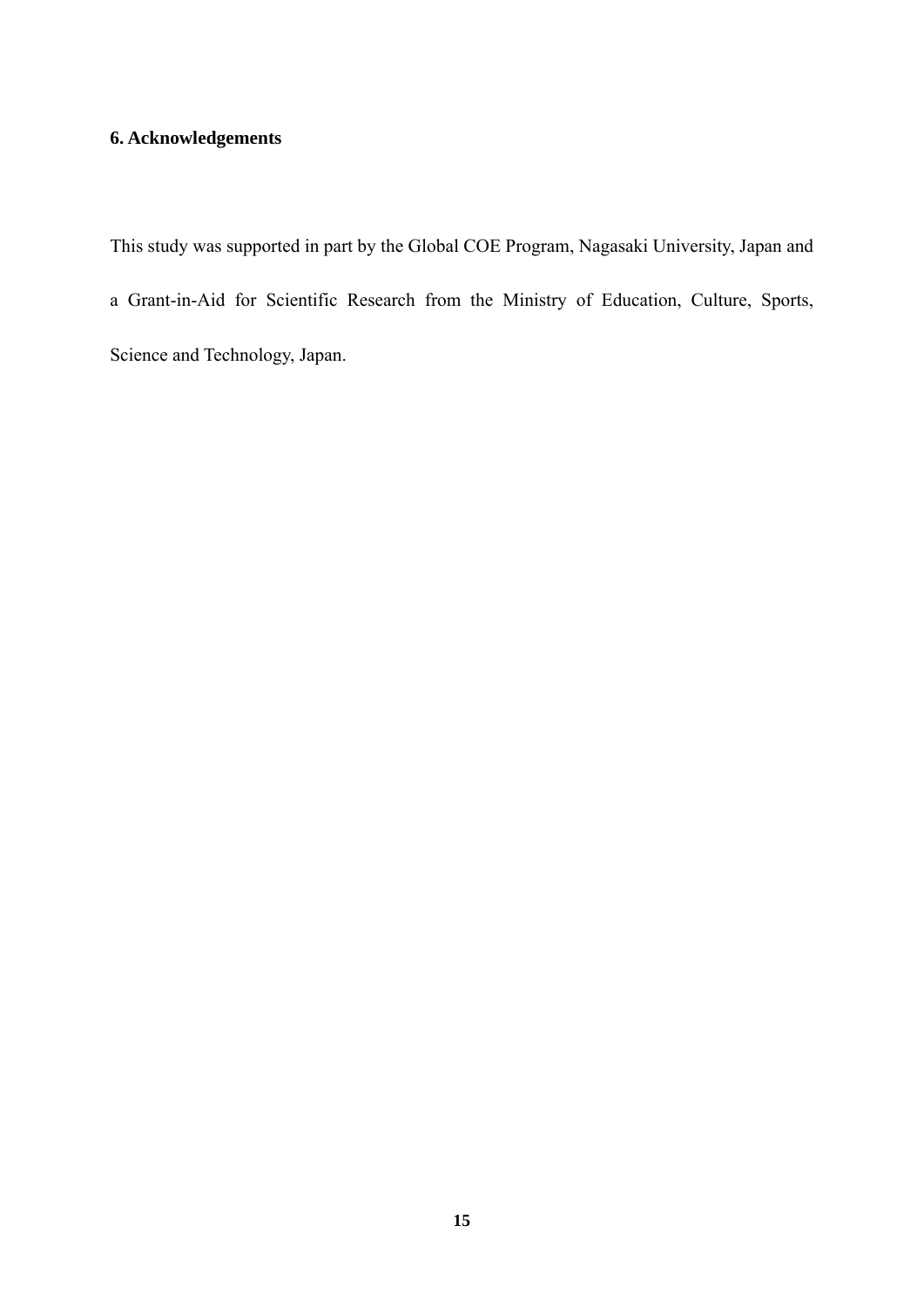## 6. Acknowledgements

This study was supported in part by the Global COE Program, Nagasaki University, Japan and a Grant-in-Aid for Scientific Research from the Ministry of Education, Culture, Sports, Science and Technology, Japan.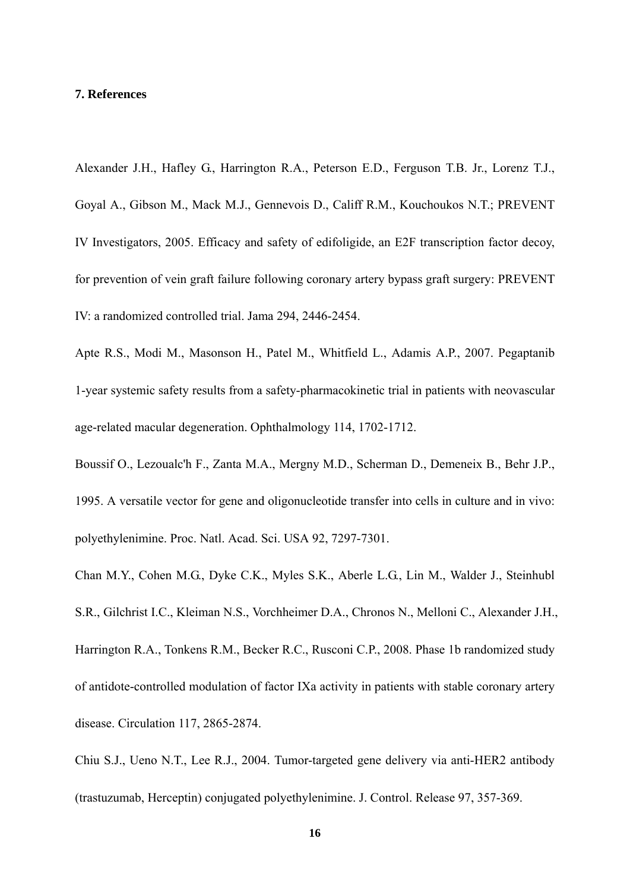## 7. References

Alexander J.H., Hafley G., Harrington R.A., Peterson E.D., Ferguson T.B. Jr., Lorenz T.J., Goyal A., Gibson M., Mack M.J., Gennevois D., Califf R.M., Kouchoukos N.T.; PREVENT IV Investigators, 2005. Efficacy and safety of edifoligide, an E2F transcription factor decoy, for prevention of vein graft failure following coronary artery bypass graft surgery: PREVENT IV: a randomized controlled trial. Jama 294, 2446-2454.

Apte R.S., Modi M., Masonson H., Patel M., Whitfield L., Adamis A.P., 2007. Pegaptanib 1-year systemic safety results from a safety-pharmacokinetic trial in patients with neovascular age-related macular degeneration. Ophthalmology 114, 1702-1712.

Boussif O., Lezoualc'h F., Zanta M.A., Mergny M.D., Scherman D., Demeneix B., Behr J.P., 1995. A versatile vector for gene and oligonucleotide transfer into cells in culture and in vivo: polyethylenimine. Proc. Natl. Acad. Sci. USA 92, 7297-7301.

Chan M.Y., Cohen M.G., Dyke C.K., Myles S.K., Aberle L.G., Lin M., Walder J., Steinhubl S.R., Gilchrist I.C., Kleiman N.S., Vorchheimer D.A., Chronos N., Melloni C., Alexander J.H., Harrington R.A., Tonkens R.M., Becker R.C., Rusconi C.P., 2008. Phase 1b randomized study of antidote-controlled modulation of factor IXa activity in patients with stable coronary artery disease. Circulation 117, 2865-2874.

Chiu S.J., Ueno N.T., Lee R.J., 2004. Tumor-targeted gene delivery via anti-HER2 antibody (trastuzumab, Herceptin) conjugated polyethylenimine. J. Control. Release 97, 357-369.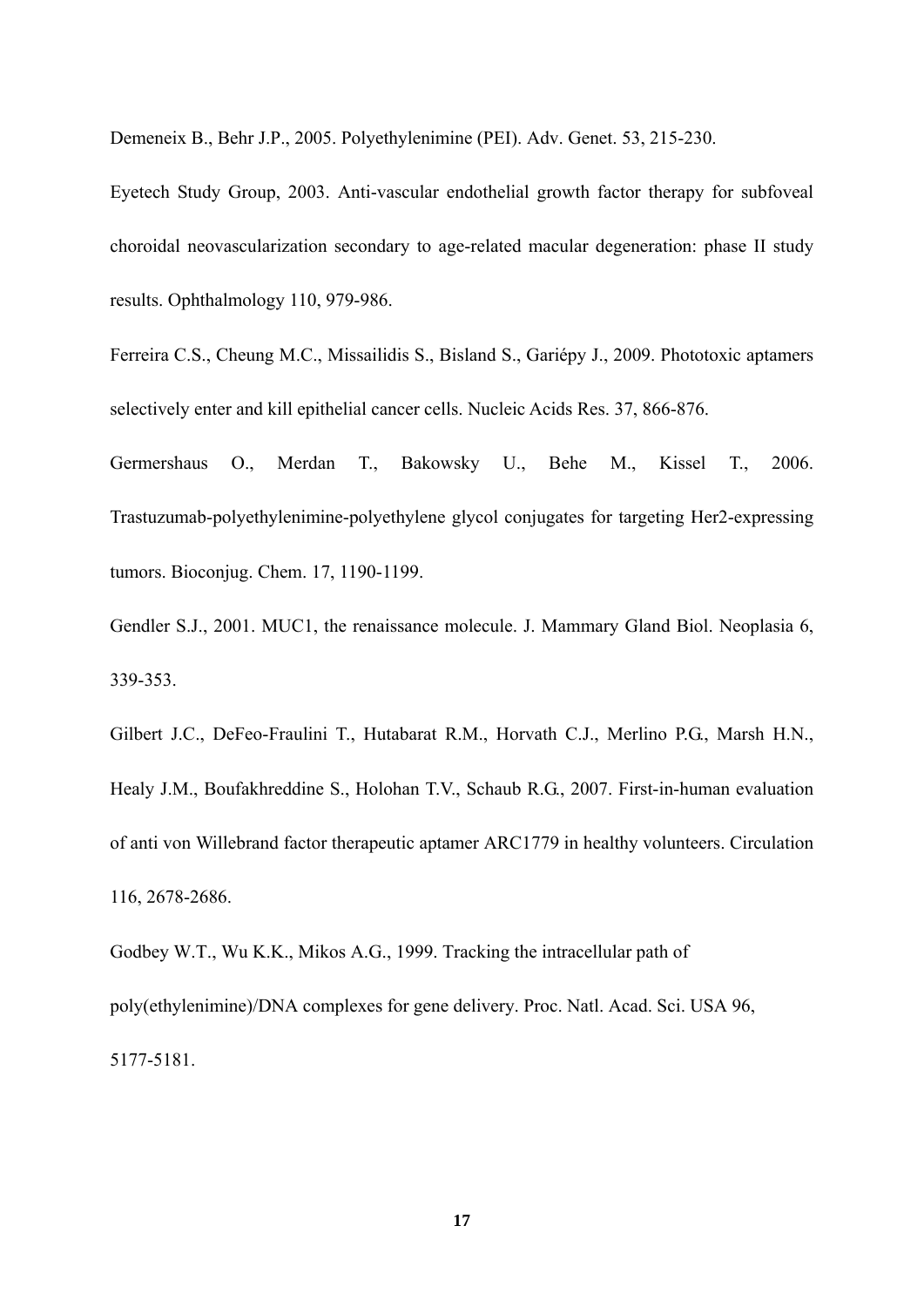Demeneix B., Behr J.P., 2005. Polyethylenimine (PEI). Adv. Genet. 53, 215-230.

Eyetech Study Group, 2003. Anti-vascular endothelial growth factor therapy for subfoveal choroidal neovascularization secondary to age-related macular degeneration: phase II study results. Ophthalmology 110, 979-986.

Ferreira C.S., Cheung M.C., Missailidis S., Bisland S., Gariépy J., 2009. Phototoxic aptamers selectively enter and kill epithelial cancer cells. Nucleic Acids Res. 37, 866-876.

Germershaus O., Merdan T., Bakowsky U., Behe M., Kissel T., 2006. Trastuzumab-polyethylenimine-polyethylene glycol conjugates for targeting Her2-expressing tumors. Bioconjug. Chem. 17, 1190-1199.

Gendler S.J., 2001. MUC1, the renaissance molecule. J. Mammary Gland Biol. Neoplasia 6, 339-353.

Gilbert J.C., DeFeo-Fraulini T., Hutabarat R.M., Horvath C.J., Merlino P.G., Marsh H.N., Healy J.M., Boufakhreddine S., Holohan T.V., Schaub R.G., 2007. First-in-human evaluation of anti von Willebrand factor therapeutic aptamer ARC1779 in healthy volunteers. Circulation 116, 2678-2686.

Godbey W.T., Wu K.K., Mikos A.G., 1999. Tracking the intracellular path of poly(ethylenimine)/DNA complexes for gene delivery. Proc. Natl. Acad. Sci. USA 96, 5177-5181.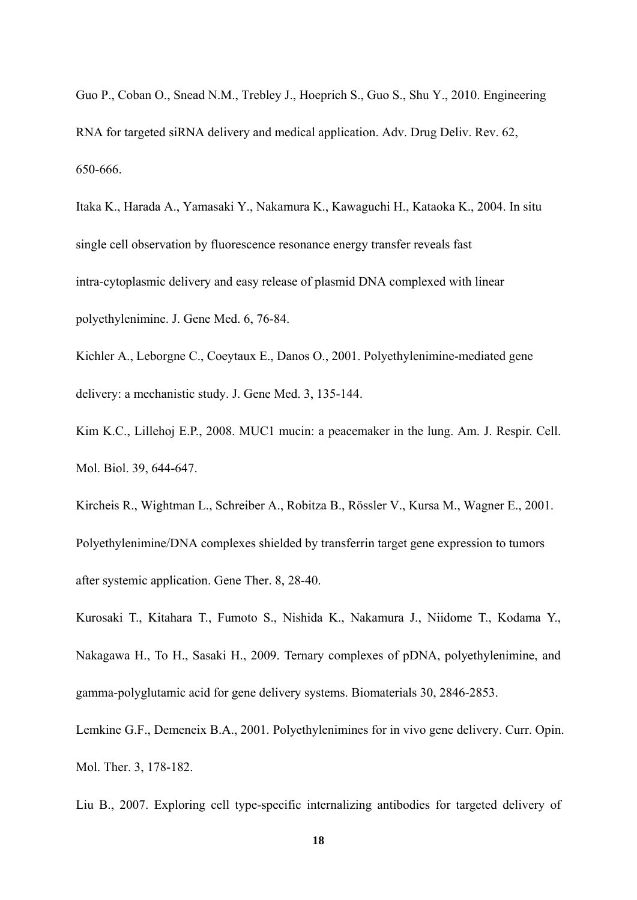Guo P., Coban O., Snead N.M., Trebley J., Hoeprich S., Guo S., Shu Y., 2010. Engineering RNA for targeted siRNA delivery and medical application. Adv. Drug Deliv. Rev. 62, 650-666.

Itaka K., Harada A., Yamasaki Y., Nakamura K., Kawaguchi H., Kataoka K., 2004. In situ single cell observation by fluorescence resonance energy transfer reveals fast intra-cytoplasmic delivery and easy release of plasmid DNA complexed with linear polyethylenimine. J. Gene Med. 6, 76-84.

Kichler A., Leborgne C., Coeytaux E., Danos O., 2001. Polyethylenimine-mediated gene delivery: a mechanistic study. J. Gene Med. 3, 135-144.

Kim K.C., Lillehoj E.P., 2008. MUC1 mucin: a peacemaker in the lung. Am. J. Respir. Cell. Mol. Biol. 39, 644-647.

Kircheis R., Wightman L., Schreiber A., Robitza B., Rössler V., Kursa M., Wagner E., 2001. Polyethylenimine/DNA complexes shielded by transferrin target gene expression to tumors after systemic application. Gene Ther. 8, 28-40.

Kurosaki T., Kitahara T., Fumoto S., Nishida K., Nakamura J., Niidome T., Kodama Y., Nakagawa H., To H., Sasaki H., 2009. Ternary complexes of pDNA, polyethylenimine, and gamma-polyglutamic acid for gene delivery systems. Biomaterials 30, 2846-2853.

Lemkine G.F., Demeneix B.A., 2001. Polyethylenimines for in vivo gene delivery. Curr. Opin. Mol. Ther. 3, 178-182.

Liu B., 2007. Exploring cell type-specific internalizing antibodies for targeted delivery of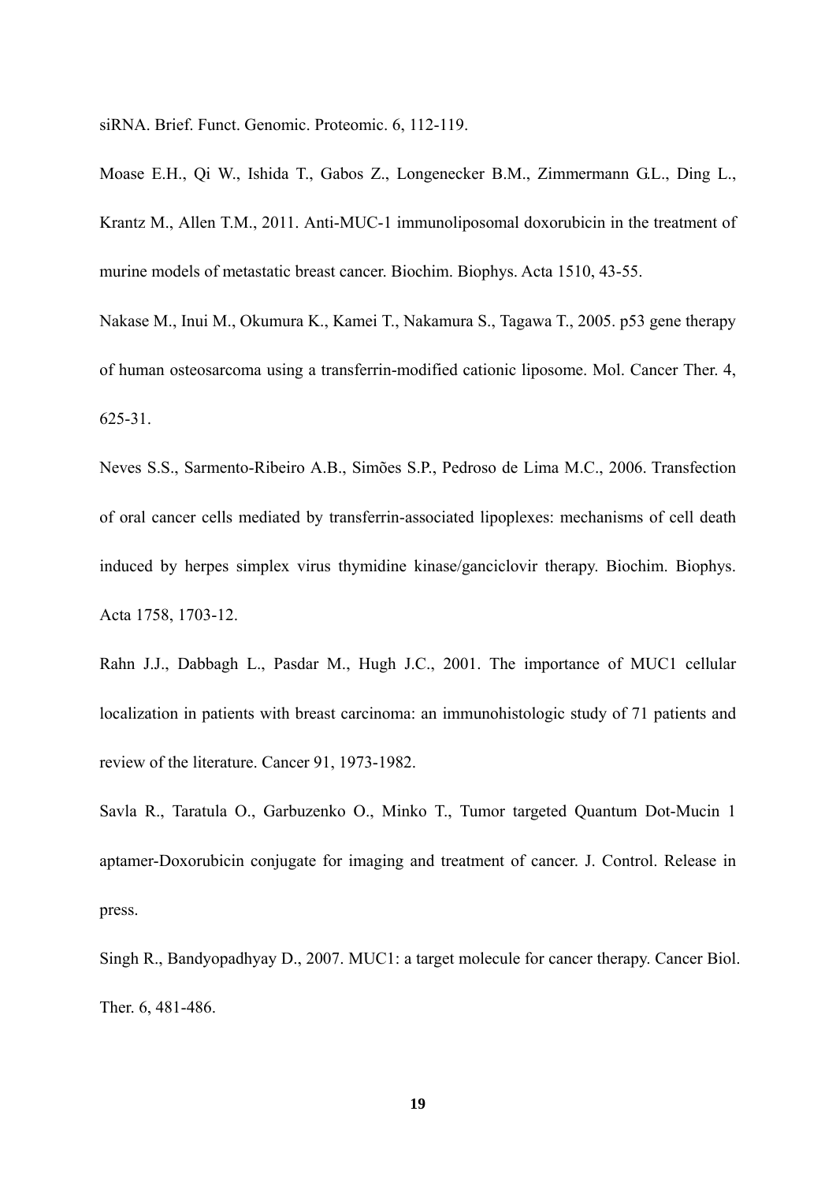siRNA. Brief. Funct. Genomic. Proteomic. 6, 112-119.

Moase E.H., Qi W., Ishida T., Gabos Z., Longenecker B.M., Zimmermann G.L., Ding L., Krantz M., Allen T.M., 2011. Anti-MUC-1 immunoliposomal doxorubicin in the treatment of murine models of metastatic breast cancer. Biochim. Biophys. Acta 1510, 43-55.

Nakase M., Inui M., Okumura K., Kamei T., Nakamura S., Tagawa T., 2005. p53 gene therapy of human osteosarcoma using a transferrin-modified cationic liposome. Mol. Cancer Ther. 4, 625-31.

Neves S.S., Sarmento-Ribeiro A.B., Simões S.P., Pedroso de Lima M.C., 2006. Transfection of oral cancer cells mediated by transferrin-associated lipoplexes: mechanisms of cell death induced by herpes simplex virus thymidine kinase/ganciclovir therapy. Biochim. Biophys. Acta 1758, 1703-12.

Rahn J.J., Dabbagh L., Pasdar M., Hugh J.C., 2001. The importance of MUC1 cellular localization in patients with breast carcinoma: an immunohistologic study of 71 patients and review of the literature. Cancer 91, 1973-1982.

Savla R., Taratula O., Garbuzenko O., Minko T., Tumor targeted Quantum Dot-Mucin 1 aptamer-Doxorubicin conjugate for imaging and treatment of cancer. J. Control. Release in press.

Singh R., Bandyopadhyay D., 2007. MUC1: a target molecule for cancer therapy. Cancer Biol. Ther. 6, 481-486.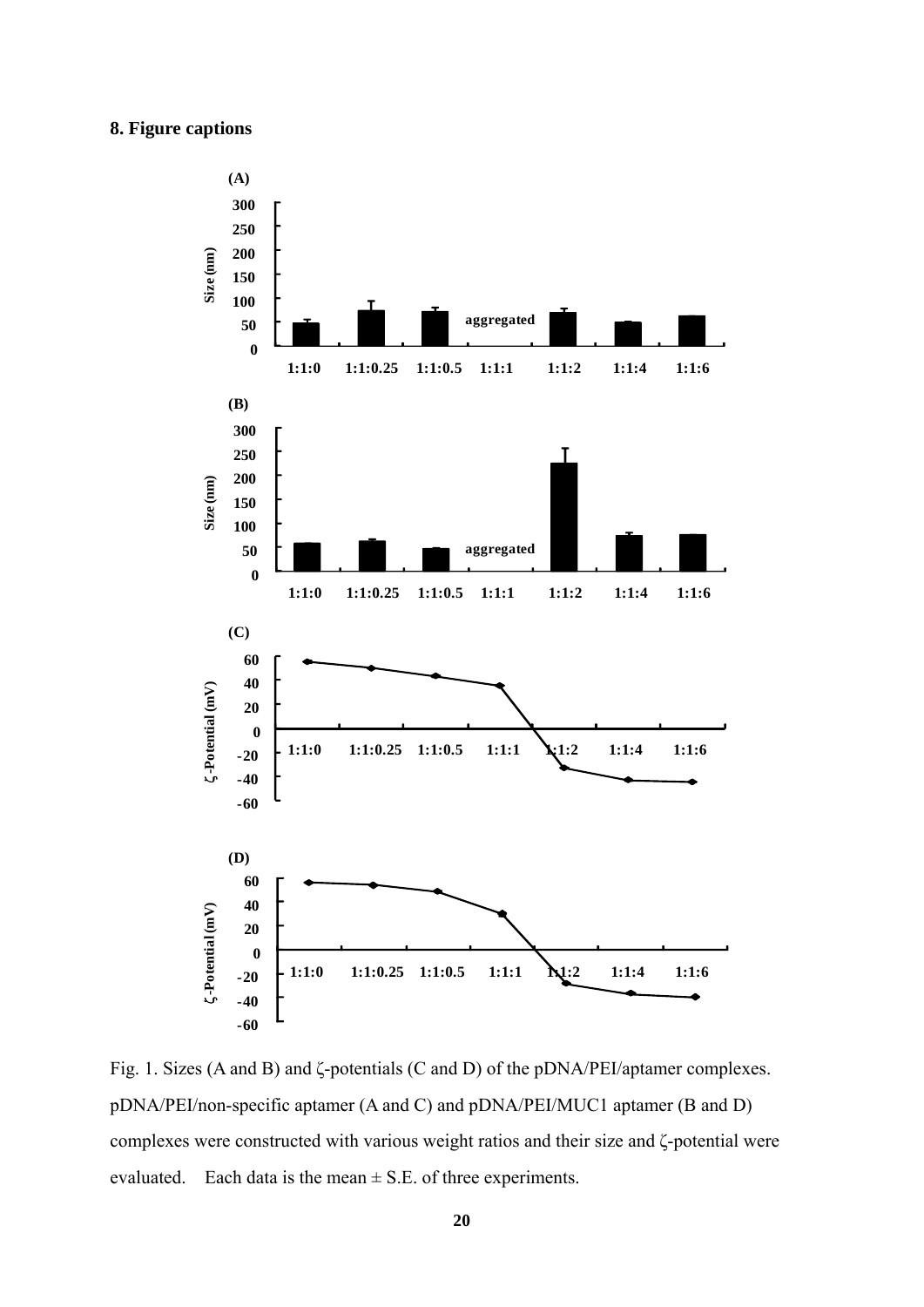**8. Figure captions**

Fig. 1. Sizes (A and B) and ζ-potentials (C and D) of the pDNA/PEI/aptamer complexes. pDNA/PEI/non-specific aptamer (A and C) and pDNA/PEI/MUC1 aptamer (B and D) complexes were constructed with various weight ratios and their size and ζ-potential were evaluated. Each data is the mean ± S.E. of three experiments.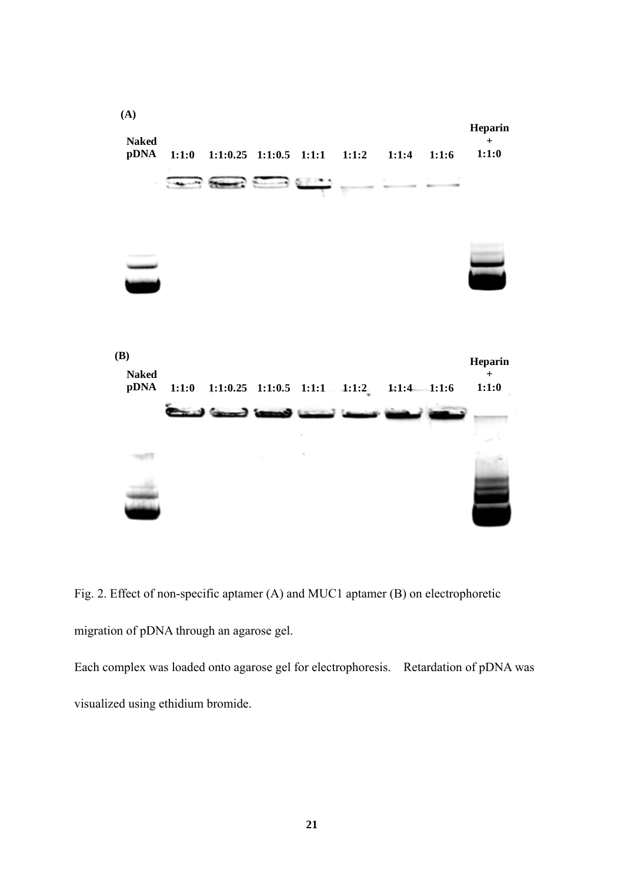(A)

Naked pDNA | 1:1:0 | 1:1:0.25 | 1:1:0.5 | 1:1:1 | 1:1:2 | 1:1:4 | 1:1:6 | Heparin + 1:1:0

(B)

Naked pDNA | 1:1:0 | 1:1:0.25 | 1:1:0.5 | 1:1:1 | 1:1:2 | 1:1:4 | 1:1:6 | Heparin + 1:1:0

Fig. 2. Effect of non-specific aptamer (A) and MUC1 aptamer (B) on electrophoretic migration of pDNA through an agarose gel.

Each complex was loaded onto agarose gel for electrophoresis. Retardation of pDNA was visualized using ethidium bromide.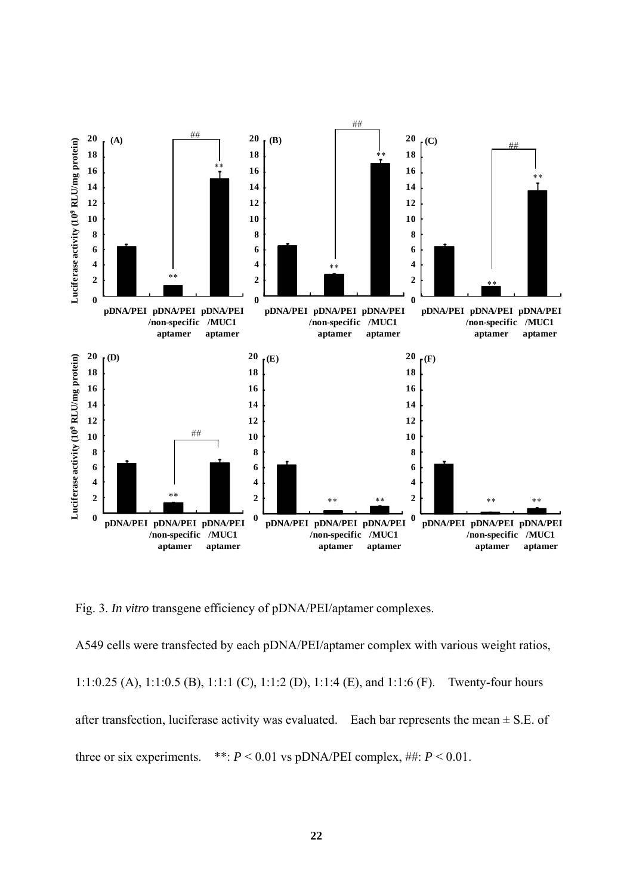Fig. 3. *In vitro* transgene efficiency of pDNA/PEI/aptamer complexes.

A549 cells were transfected by each pDNA/PEI/aptamer complex with various weight ratios, 1:1:0.25 (A), 1:1:0.5 (B), 1:1:1 (C), 1:1:2 (D), 1:1:4 (E), and 1:1:6 (F). Twenty-four hours after transfection, luciferase activity was evaluated. Each bar represents the mean ± S.E. of three or six experiments. **: $P < 0.01$ vs pDNA/PEI complex, ##: $P < 0.01$.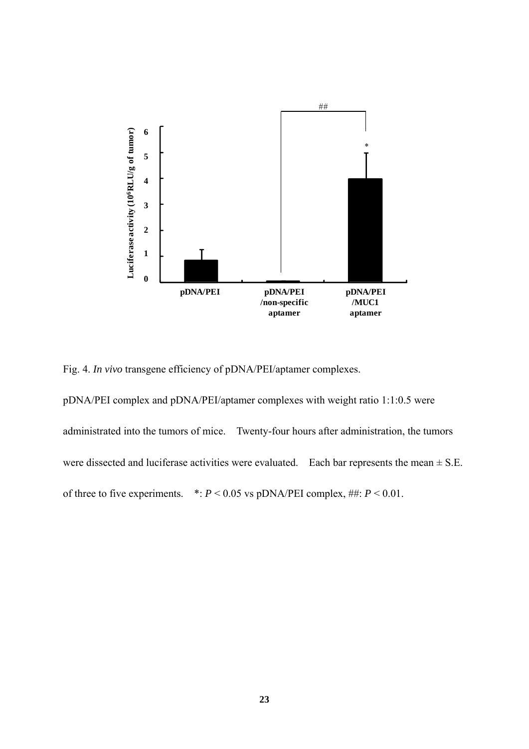##

6

5

4

3

2

1

0

Luciferase activity ($10^6$RLU/g of tumor)

*

pDNA/PEI

pDNA/PEI /non-specific aptamer

pDNA/PEI /MUC1 aptamer

Fig. 4. *In vivo* transgene efficiency of pDNA/PEI/aptamer complexes.

pDNA/PEI complex and pDNA/PEI/aptamer complexes with weight ratio 1:1:0.5 were administrated into the tumors of mice. Twenty-four hours after administration, the tumors were dissected and luciferase activities were evaluated. Each bar represents the mean ± S.E. of three to five experiments. *: $P < 0.05$ vs pDNA/PEI complex, ##: $P < 0.01$.